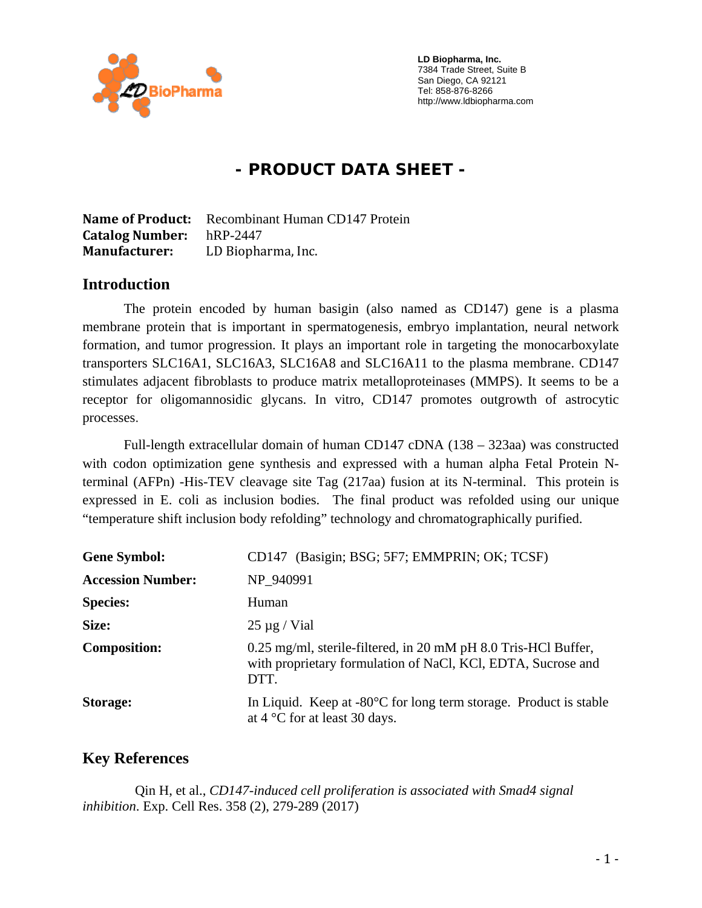LD Biopharma, Inc.
7384 Trade Street, Suite B
San Diego, CA 92121
Tel: 858-876-8266
http://www.ldbiopharma.com

# - PRODUCT DATA SHEET -

**Name of Product:** Recombinant Human CD147 Protein
**Catalog Number:** hRP-2447
**Manufacturer:** LD Biopharma, Inc.

## Introduction

The protein encoded by human basigin (also named as CD147) gene is a plasma membrane protein that is important in spermatogenesis, embryo implantation, neural network formation, and tumor progression. It plays an important role in targeting the monocarboxylate transporters SLC16A1, SLC16A3, SLC16A8 and SLC16A11 to the plasma membrane. CD147 stimulates adjacent fibroblasts to produce matrix metalloproteinases (MMPS). It seems to be a receptor for oligomannosidic glycans. In vitro, CD147 promotes outgrowth of astrocytic processes.

Full-length extracellular domain of human CD147 cDNA (138 – 323aa) was constructed with codon optimization gene synthesis and expressed with a human alpha Fetal Protein N-terminal (AFPn) -His-TEV cleavage site Tag (217aa) fusion at its N-terminal. This protein is expressed in E. coli as inclusion bodies. The final product was refolded using our unique "temperature shift inclusion body refolding" technology and chromatographically purified.

| | |
|---|---|
| **Gene Symbol:** | CD147 (Basigin; BSG; 5F7; EMMPRIN; OK; TCSF) |
| **Accession Number:** | NP_940991 |
| **Species:** | Human |
| **Size:** | 25 µg / Vial |
| **Composition:** | 0.25 mg/ml, sterile-filtered, in 20 mM pH 8.0 Tris-HCl Buffer, with proprietary formulation of NaCl, KCl, EDTA, Sucrose and DTT. |
| **Storage:** | In Liquid. Keep at -80°C for long term storage. Product is stable at 4 °C for at least 30 days. |

## Key References

Qin H, et al., *CD147-induced cell proliferation is associated with Smad4 signal inhibition.* Exp. Cell Res. 358 (2), 279-289 (2017)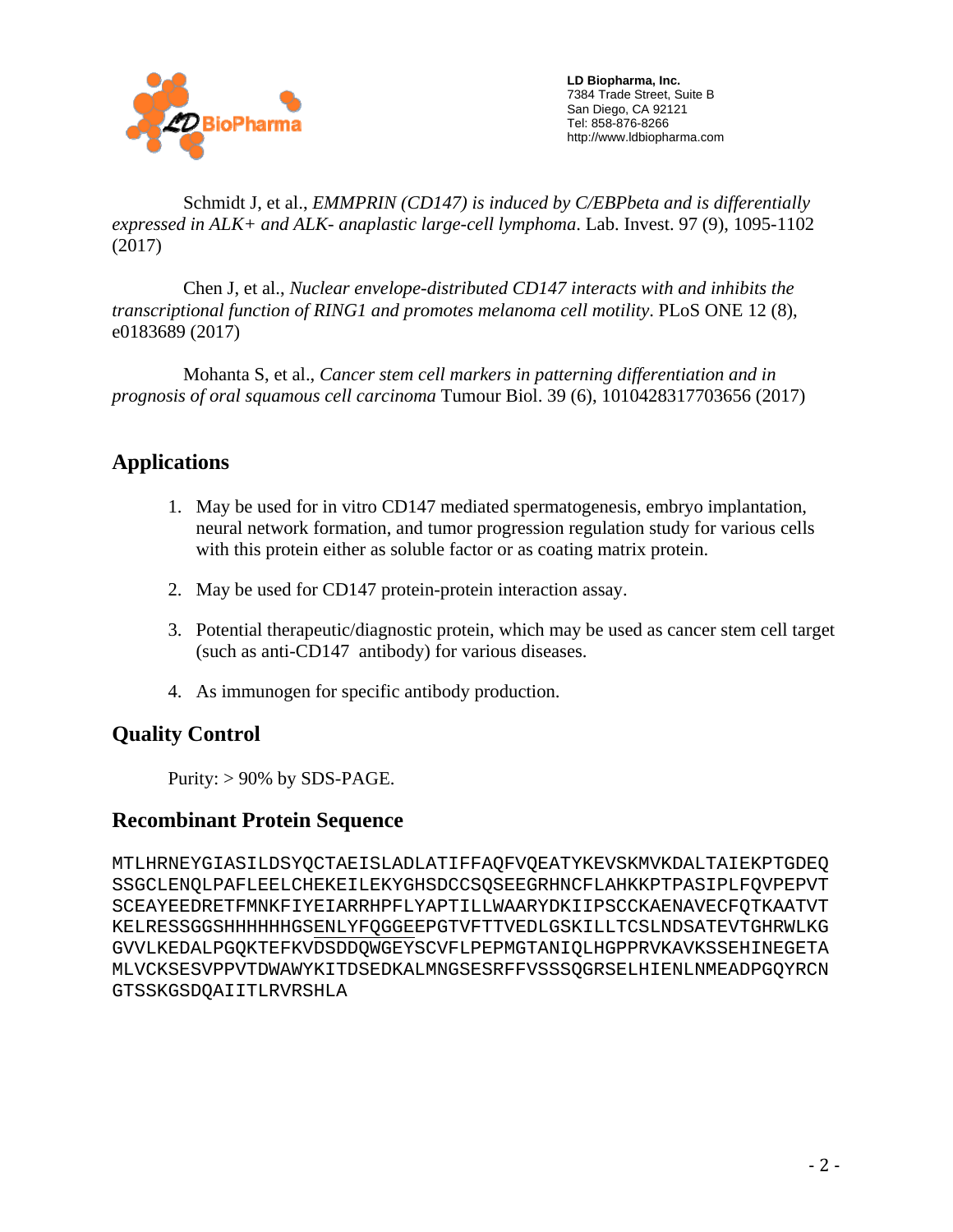Schmidt J, et al., *EMMPRIN (CD147) is induced by C/EBPbeta and is differentially expressed in ALK+ and ALK- anaplastic large-cell lymphoma*. Lab. Invest. 97 (9), 1095-1102 (2017)

Chen J, et al., *Nuclear envelope-distributed CD147 interacts with and inhibits the transcriptional function of RING1 and promotes melanoma cell motility*. PLoS ONE 12 (8), e0183689 (2017)

Mohanta S, et al., *Cancer stem cell markers in patterning differentiation and in prognosis of oral squamous cell carcinoma* Tumour Biol. 39 (6), 1010428317703656 (2017)

## Applications

1. May be used for in vitro CD147 mediated spermatogenesis, embryo implantation, neural network formation, and tumor progression regulation study for various cells with this protein either as soluble factor or as coating matrix protein.

2. May be used for CD147 protein-protein interaction assay.

3. Potential therapeutic/diagnostic protein, which may be used as cancer stem cell target (such as anti-CD147 antibody) for various diseases.

4. As immunogen for specific antibody production.

## Quality Control

Purity: > 90% by SDS-PAGE.

## Recombinant Protein Sequence

```
MTLHRNEYGIASILDSYQCTAEISLADLATIFFAQFVQEATYKEVSKMVKDALTAIEKPTGDEQ
SSGCLENQLPAFLEELCHEKEILEKYGHSDCCSQSEEGRHNCFLAHKKPTPASIPLFQVPEPVT
SCEAYEEDRETFMNKFIYEIARRHPFLYAPTILLWAARYDKIIPSCCKAENAVECFQTKAATVT
KELRESSGGSHHHHHHGSENLYFQGGEEPGTVFTTVEDLGSKILLTCSLNDSATEVTGHRWLKG
GVVLKEDALPGQKTEFKVDSDDQWGEYSCVFLPEPMGTANIQLHGPPRVKAVKSSEHINEGETA
MLVCKSESVPPVTDWAWYKITDSEDKALMNGSESRFFVSSSQGRSELHIENLNMEADPGQYRCN
GTSSKGSDQAIITLRVRSHLA
```